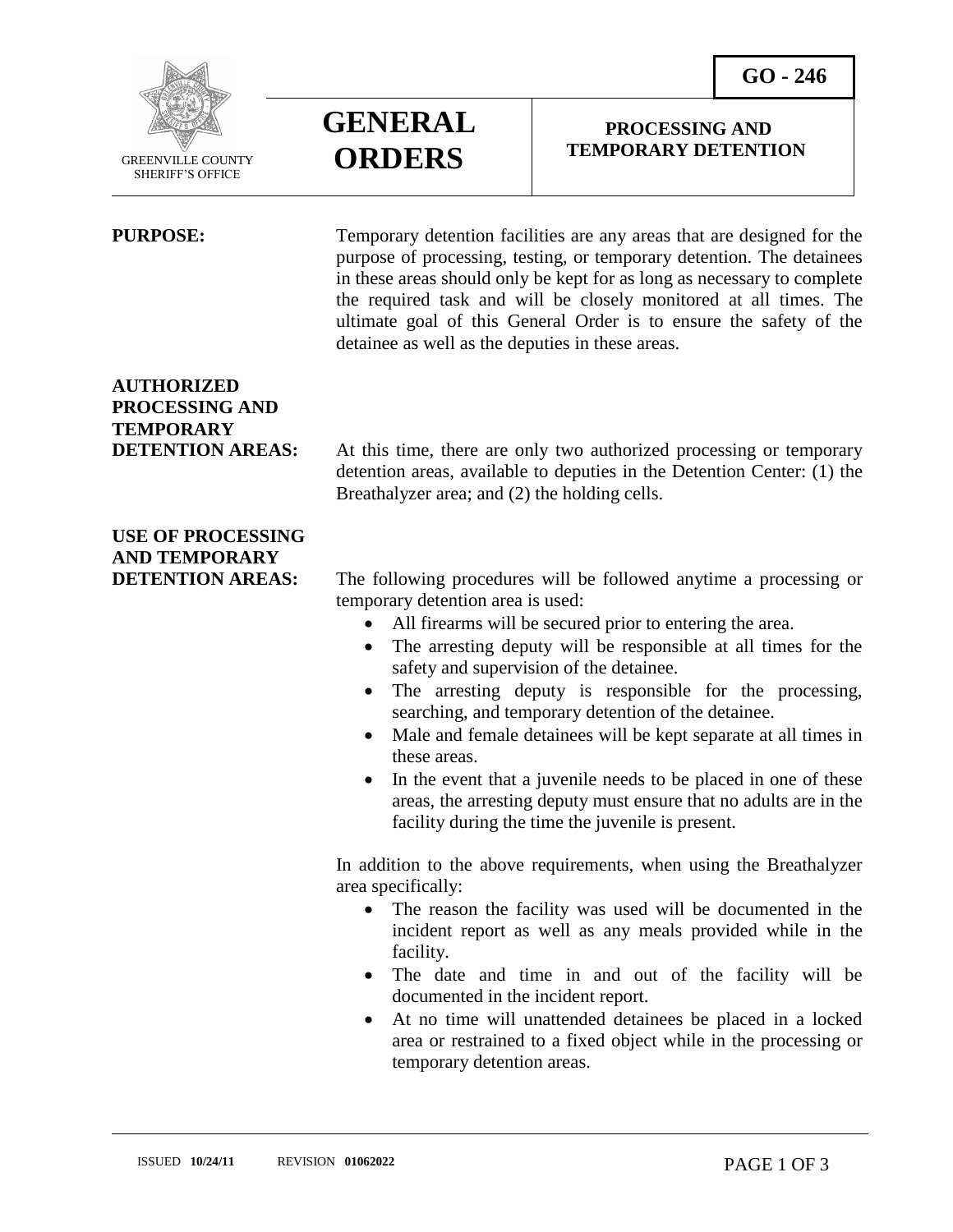GREENVILLE COUNTY SHERIFF'S OFFICE

# GENERAL ORDERS

**GO - 246**

## PROCESSING AND TEMPORARY DETENTION

**PURPOSE:** Temporary detention facilities are any areas that are designed for the purpose of processing, testing, or temporary detention. The detainees in these areas should only be kept for as long as necessary to complete the required task and will be closely monitored at all times. The ultimate goal of this General Order is to ensure the safety of the detainee as well as the deputies in these areas.

**AUTHORIZED PROCESSING AND TEMPORARY DETENTION AREAS:** At this time, there are only two authorized processing or temporary detention areas, available to deputies in the Detention Center: (1) the Breathalyzer area; and (2) the holding cells.

**USE OF PROCESSING AND TEMPORARY DETENTION AREAS:** The following procedures will be followed anytime a processing or temporary detention area is used:

- All firearms will be secured prior to entering the area.
- The arresting deputy will be responsible at all times for the safety and supervision of the detainee.
- The arresting deputy is responsible for the processing, searching, and temporary detention of the detainee.
- Male and female detainees will be kept separate at all times in these areas.
- In the event that a juvenile needs to be placed in one of these areas, the arresting deputy must ensure that no adults are in the facility during the time the juvenile is present.

In addition to the above requirements, when using the Breathalyzer area specifically:

- The reason the facility was used will be documented in the incident report as well as any meals provided while in the facility.
- The date and time in and out of the facility will be documented in the incident report.
- At no time will unattended detainees be placed in a locked area or restrained to a fixed object while in the processing or temporary detention areas.

ISSUED **10/24/11** REVISION **01062022**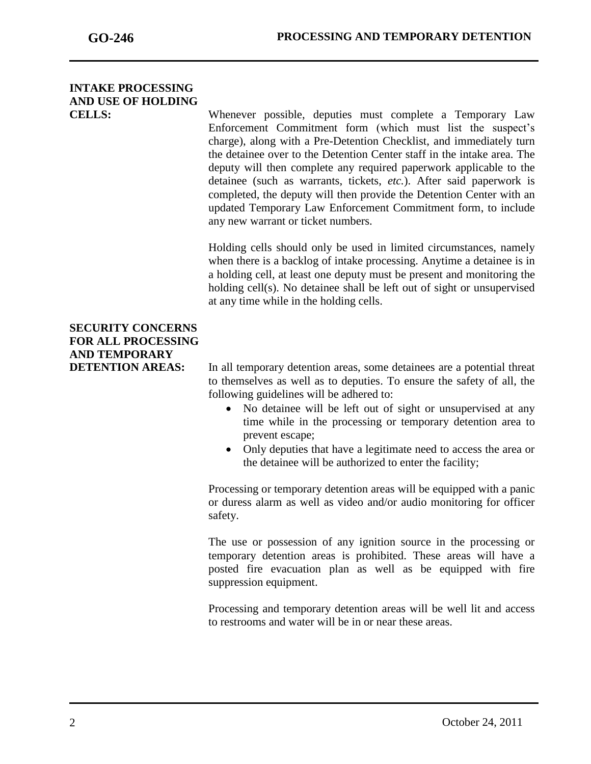## INTAKE PROCESSING AND USE OF HOLDING CELLS:

Whenever possible, deputies must complete a Temporary Law Enforcement Commitment form (which must list the suspect's charge), along with a Pre-Detention Checklist, and immediately turn the detainee over to the Detention Center staff in the intake area. The deputy will then complete any required paperwork applicable to the detainee (such as warrants, tickets, *etc.*). After said paperwork is completed, the deputy will then provide the Detention Center with an updated Temporary Law Enforcement Commitment form, to include any new warrant or ticket numbers.

Holding cells should only be used in limited circumstances, namely when there is a backlog of intake processing. Anytime a detainee is in a holding cell, at least one deputy must be present and monitoring the holding cell(s). No detainee shall be left out of sight or unsupervised at any time while in the holding cells.

## SECURITY CONCERNS FOR ALL PROCESSING AND TEMPORARY DETENTION AREAS:

In all temporary detention areas, some detainees are a potential threat to themselves as well as to deputies. To ensure the safety of all, the following guidelines will be adhered to:

- No detainee will be left out of sight or unsupervised at any time while in the processing or temporary detention area to prevent escape;
- Only deputies that have a legitimate need to access the area or the detainee will be authorized to enter the facility;

Processing or temporary detention areas will be equipped with a panic or duress alarm as well as video and/or audio monitoring for officer safety.

The use or possession of any ignition source in the processing or temporary detention areas is prohibited. These areas will have a posted fire evacuation plan as well as be equipped with fire suppression equipment.

Processing and temporary detention areas will be well lit and access to restrooms and water will be in or near these areas.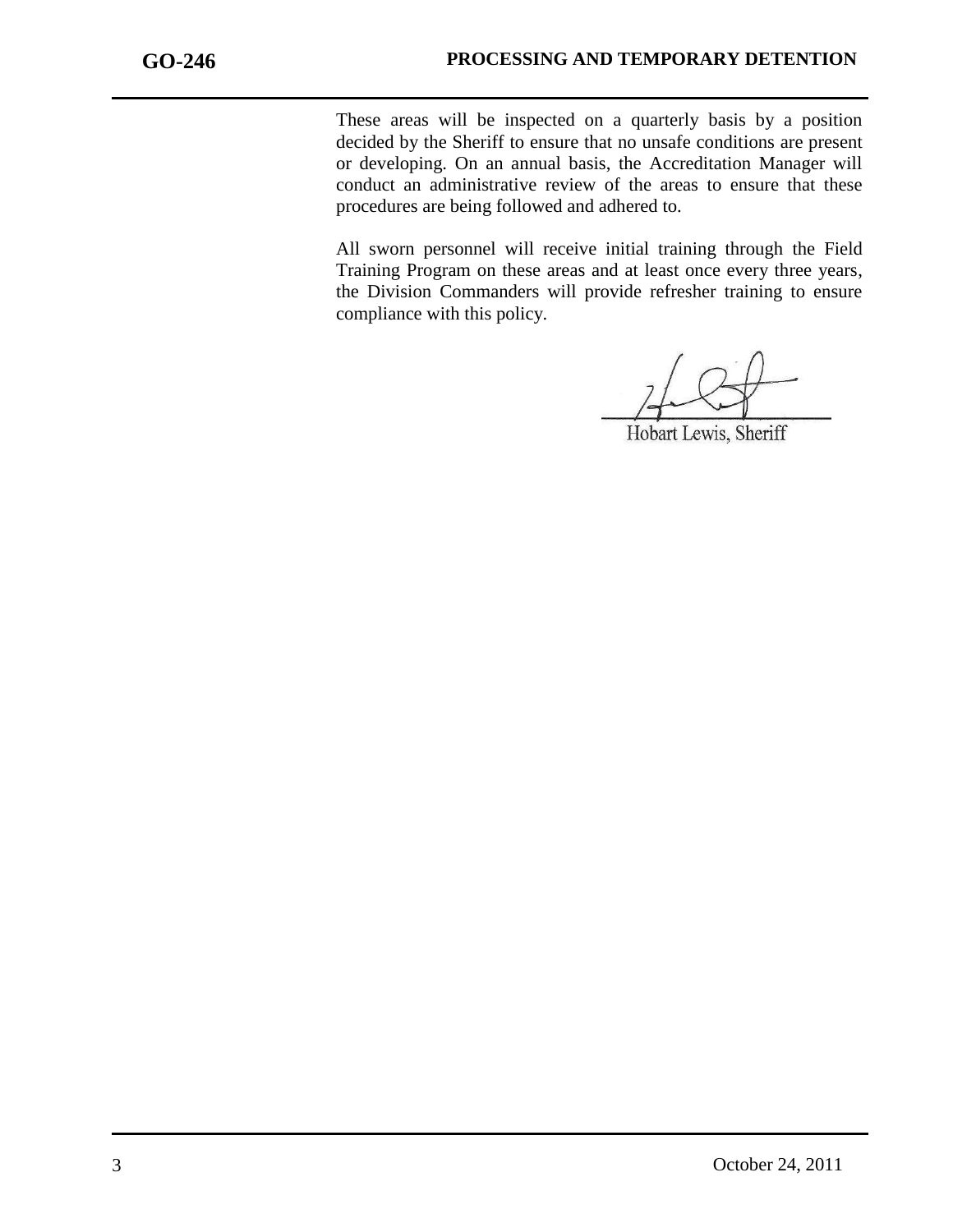These areas will be inspected on a quarterly basis by a position decided by the Sheriff to ensure that no unsafe conditions are present or developing. On an annual basis, the Accreditation Manager will conduct an administrative review of the areas to ensure that these procedures are being followed and adhered to.

All sworn personnel will receive initial training through the Field Training Program on these areas and at least once every three years, the Division Commanders will provide refresher training to ensure compliance with this policy.

Hobart Lewis, Sheriff